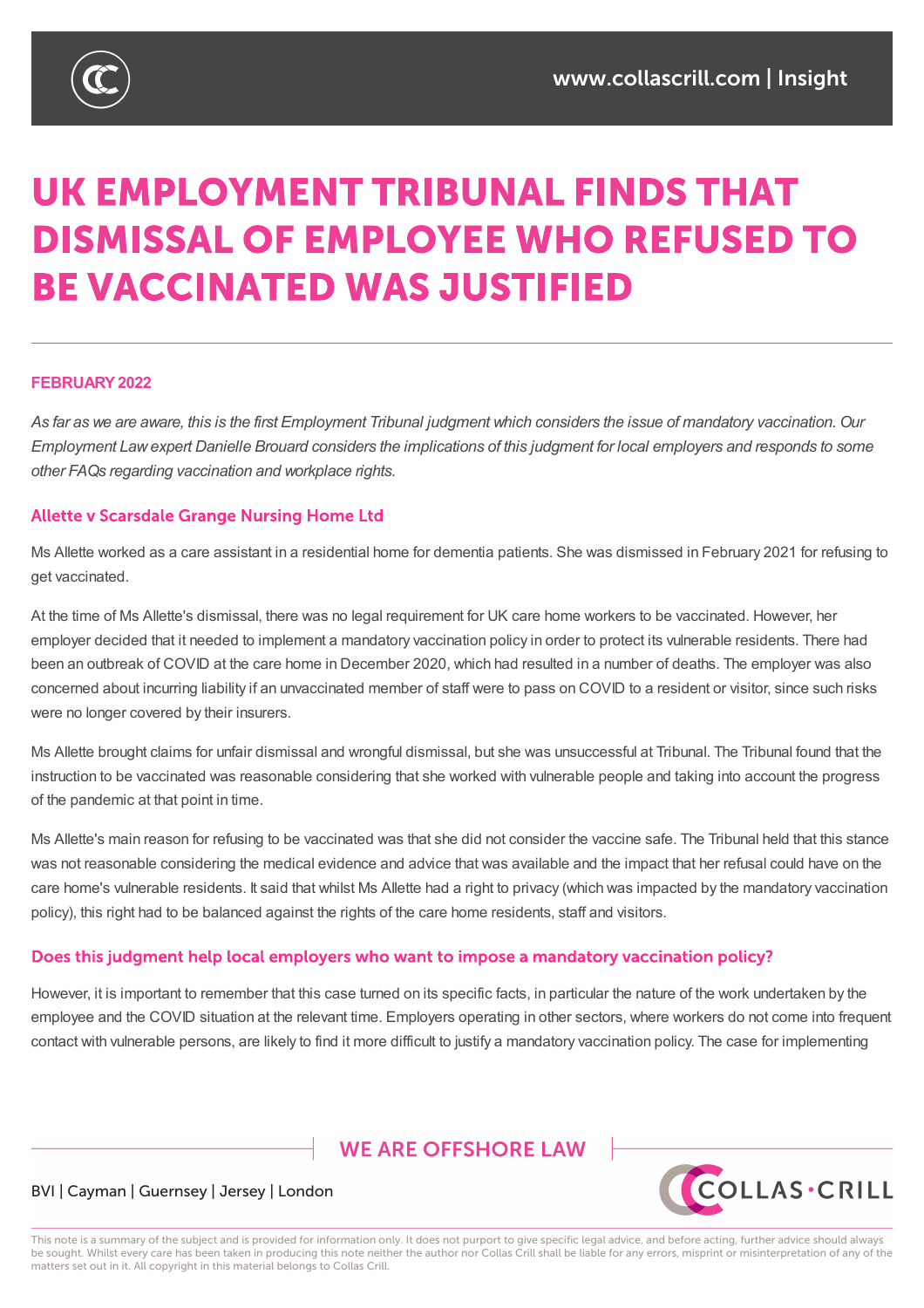# UK EMPLOYMENT TRIBUNAL FINDS THAT DISMISSAL OF EMPLOYEE WHO REFUSED TO BE VACCINATED WAS JUSTIFIED

**FEBRUARY 2022**

*As far as we are aware, this is the first Employment Tribunal judgment which considers the issue of mandatory vaccination. Our Employment Law expert Danielle Brouard considers the implications of this judgment for local employers and responds to some other FAQs regarding vaccination and workplace rights.*

## Allette v Scarsdale Grange Nursing Home Ltd

Ms Allette worked as a care assistant in a residential home for dementia patients. She was dismissed in February 2021 for refusing to get vaccinated.

At the time of Ms Allette's dismissal, there was no legal requirement for UK care home workers to be vaccinated. However, her employer decided that it needed to implement a mandatory vaccination policy in order to protect its vulnerable residents. There had been an outbreak of COVID at the care home in December 2020, which had resulted in a number of deaths. The employer was also concerned about incurring liability if an unvaccinated member of staff were to pass on COVID to a resident or visitor, since such risks were no longer covered by their insurers.

Ms Allette brought claims for unfair dismissal and wrongful dismissal, but she was unsuccessful at Tribunal. The Tribunal found that the instruction to be vaccinated was reasonable considering that she worked with vulnerable people and taking into account the progress of the pandemic at that point in time.

Ms Allette's main reason for refusing to be vaccinated was that she did not consider the vaccine safe. The Tribunal held that this stance was not reasonable considering the medical evidence and advice that was available and the impact that her refusal could have on the care home's vulnerable residents. It said that whilst Ms Allette had a right to privacy (which was impacted by the mandatory vaccination policy), this right had to be balanced against the rights of the care home residents, staff and visitors.

## Does this judgment help local employers who want to impose a mandatory vaccination policy?

However, it is important to remember that this case turned on its specific facts, in particular the nature of the work undertaken by the employee and the COVID situation at the relevant time. Employers operating in other sectors, where workers do not come into frequent contact with vulnerable persons, are likely to find it more difficult to justify a mandatory vaccination policy. The case for implementing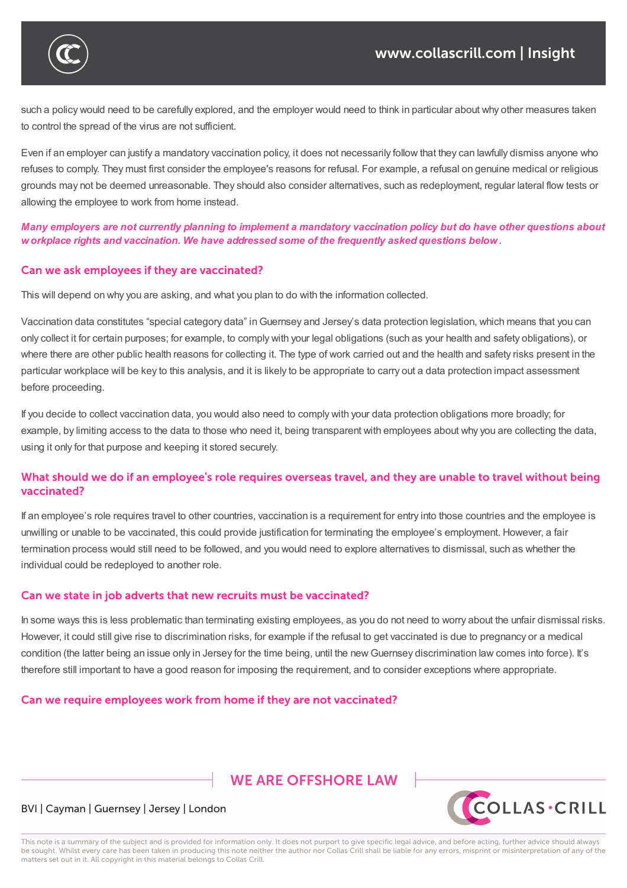such a policy would need to be carefully explored, and the employer would need to think in particular about why other measures taken to control the spread of the virus are not sufficient.

Even if an employer can justify a mandatory vaccination policy, it does not necessarily follow that they can lawfully dismiss anyone who refuses to comply. They must first consider the employee's reasons for refusal. For example, a refusal on genuine medical or religious grounds may not be deemed unreasonable. They should also consider alternatives, such as redeployment, regular lateral flow tests or allowing the employee to work from home instead.

***Many employers are not currently planning to implement a mandatory vaccination policy but do have other questions about workplace rights and vaccination. We have addressed some of the frequently asked questions below.***

### Can we ask employees if they are vaccinated?

This will depend on why you are asking, and what you plan to do with the information collected.

Vaccination data constitutes "special category data" in Guernsey and Jersey's data protection legislation, which means that you can only collect it for certain purposes; for example, to comply with your legal obligations (such as your health and safety obligations), or where there are other public health reasons for collecting it. The type of work carried out and the health and safety risks present in the particular workplace will be key to this analysis, and it is likely to be appropriate to carry out a data protection impact assessment before proceeding.

If you decide to collect vaccination data, you would also need to comply with your data protection obligations more broadly; for example, by limiting access to the data to those who need it, being transparent with employees about why you are collecting the data, using it only for that purpose and keeping it stored securely.

### What should we do if an employee's role requires overseas travel, and they are unable to travel without being vaccinated?

If an employee's role requires travel to other countries, vaccination is a requirement for entry into those countries and the employee is unwilling or unable to be vaccinated, this could provide justification for terminating the employee's employment. However, a fair termination process would still need to be followed, and you would need to explore alternatives to dismissal, such as whether the individual could be redeployed to another role.

### Can we state in job adverts that new recruits must be vaccinated?

In some ways this is less problematic than terminating existing employees, as you do not need to worry about the unfair dismissal risks. However, it could still give rise to discrimination risks, for example if the refusal to get vaccinated is due to pregnancy or a medical condition (the latter being an issue only in Jersey for the time being, until the new Guernsey discrimination law comes into force). It's therefore still important to have a good reason for imposing the requirement, and to consider exceptions where appropriate.

### Can we require employees work from home if they are not vaccinated?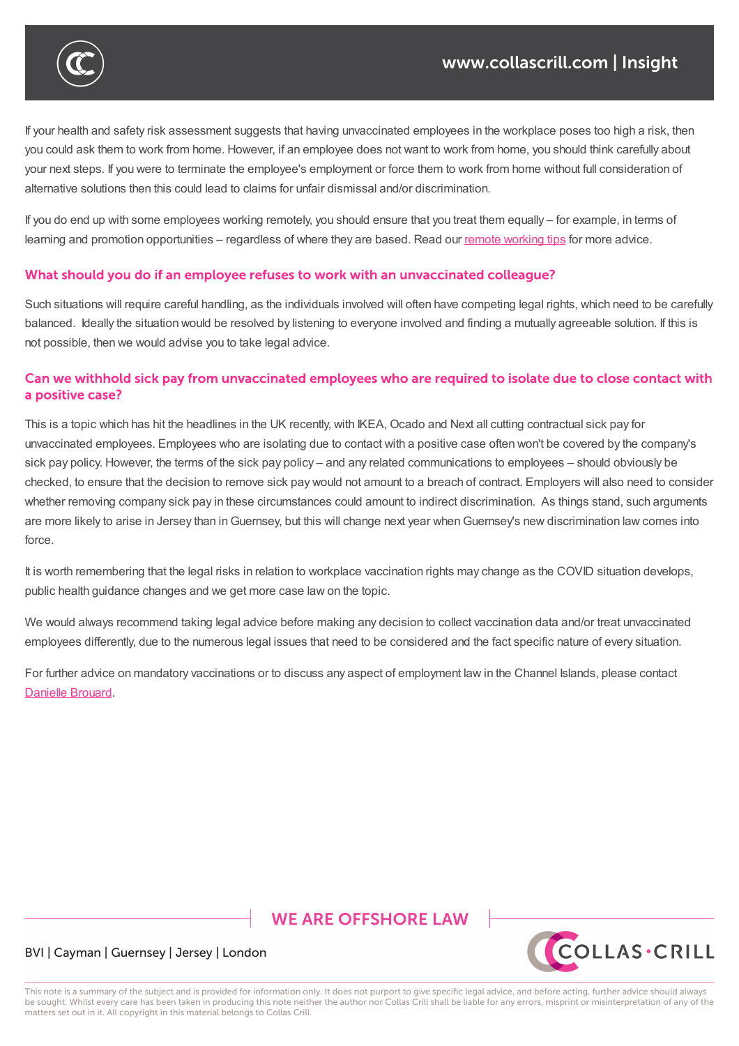If your health and safety risk assessment suggests that having unvaccinated employees in the workplace poses too high a risk, then you could ask them to work from home. However, if an employee does not want to work from home, you should think carefully about your next steps. If you were to terminate the employee's employment or force them to work from home without full consideration of alternative solutions then this could lead to claims for unfair dismissal and/or discrimination.

If you do end up with some employees working remotely, you should ensure that you treat them equally – for example, in terms of learning and promotion opportunities – regardless of where they are based. Read our remote working tips for more advice.

## What should you do if an employee refuses to work with an unvaccinated colleague?

Such situations will require careful handling, as the individuals involved will often have competing legal rights, which need to be carefully balanced. Ideally the situation would be resolved by listening to everyone involved and finding a mutually agreeable solution. If this is not possible, then we would advise you to take legal advice.

## Can we withhold sick pay from unvaccinated employees who are required to isolate due to close contact with a positive case?

This is a topic which has hit the headlines in the UK recently, with IKEA, Ocado and Next all cutting contractual sick pay for unvaccinated employees. Employees who are isolating due to contact with a positive case often won't be covered by the company's sick pay policy. However, the terms of the sick pay policy – and any related communications to employees – should obviously be checked, to ensure that the decision to remove sick pay would not amount to a breach of contract. Employers will also need to consider whether removing company sick pay in these circumstances could amount to indirect discrimination. As things stand, such arguments are more likely to arise in Jersey than in Guernsey, but this will change next year when Guernsey's new discrimination law comes into force.

It is worth remembering that the legal risks in relation to workplace vaccination rights may change as the COVID situation develops, public health guidance changes and we get more case law on the topic.

We would always recommend taking legal advice before making any decision to collect vaccination data and/or treat unvaccinated employees differently, due to the numerous legal issues that need to be considered and the fact specific nature of every situation.

For further advice on mandatory vaccinations or to discuss any aspect of employment law in the Channel Islands, please contact Danielle Brouard.